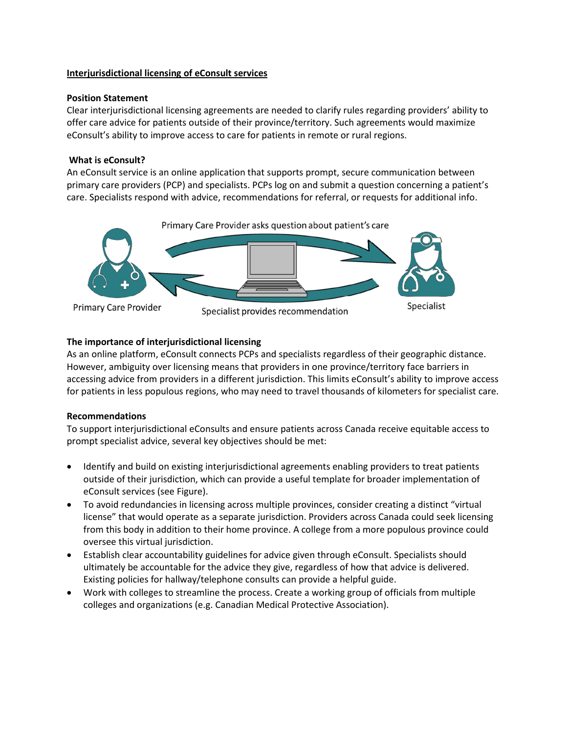## Interjurisdictional licensing of eConsult services

### Position Statement

Clear interjurisdictional licensing agreements are needed to clarify rules regarding providers' ability to offer care advice for patients outside of their province/territory. Such agreements would maximize eConsult's ability to improve access to care for patients in remote or rural regions.

### What is eConsult?

An eConsult service is an online application that supports prompt, secure communication between primary care providers (PCP) and specialists. PCPs log on and submit a question concerning a patient's care. Specialists respond with advice, recommendations for referral, or requests for additional info.

Primary Care Provider asks question about patient's care

Primary Care Provider

Specialist provides recommendation

Specialist

### The importance of interjurisdictional licensing

As an online platform, eConsult connects PCPs and specialists regardless of their geographic distance. However, ambiguity over licensing means that providers in one province/territory face barriers in accessing advice from providers in a different jurisdiction. This limits eConsult's ability to improve access for patients in less populous regions, who may need to travel thousands of kilometers for specialist care.

### Recommendations

To support interjurisdictional eConsults and ensure patients across Canada receive equitable access to prompt specialist advice, several key objectives should be met:

- Identify and build on existing interjurisdictional agreements enabling providers to treat patients outside of their jurisdiction, which can provide a useful template for broader implementation of eConsult services (see Figure).
- To avoid redundancies in licensing across multiple provinces, consider creating a distinct "virtual license" that would operate as a separate jurisdiction. Providers across Canada could seek licensing from this body in addition to their home province. A college from a more populous province could oversee this virtual jurisdiction.
- Establish clear accountability guidelines for advice given through eConsult. Specialists should ultimately be accountable for the advice they give, regardless of how that advice is delivered. Existing policies for hallway/telephone consults can provide a helpful guide.
- Work with colleges to streamline the process. Create a working group of officials from multiple colleges and organizations (e.g. Canadian Medical Protective Association).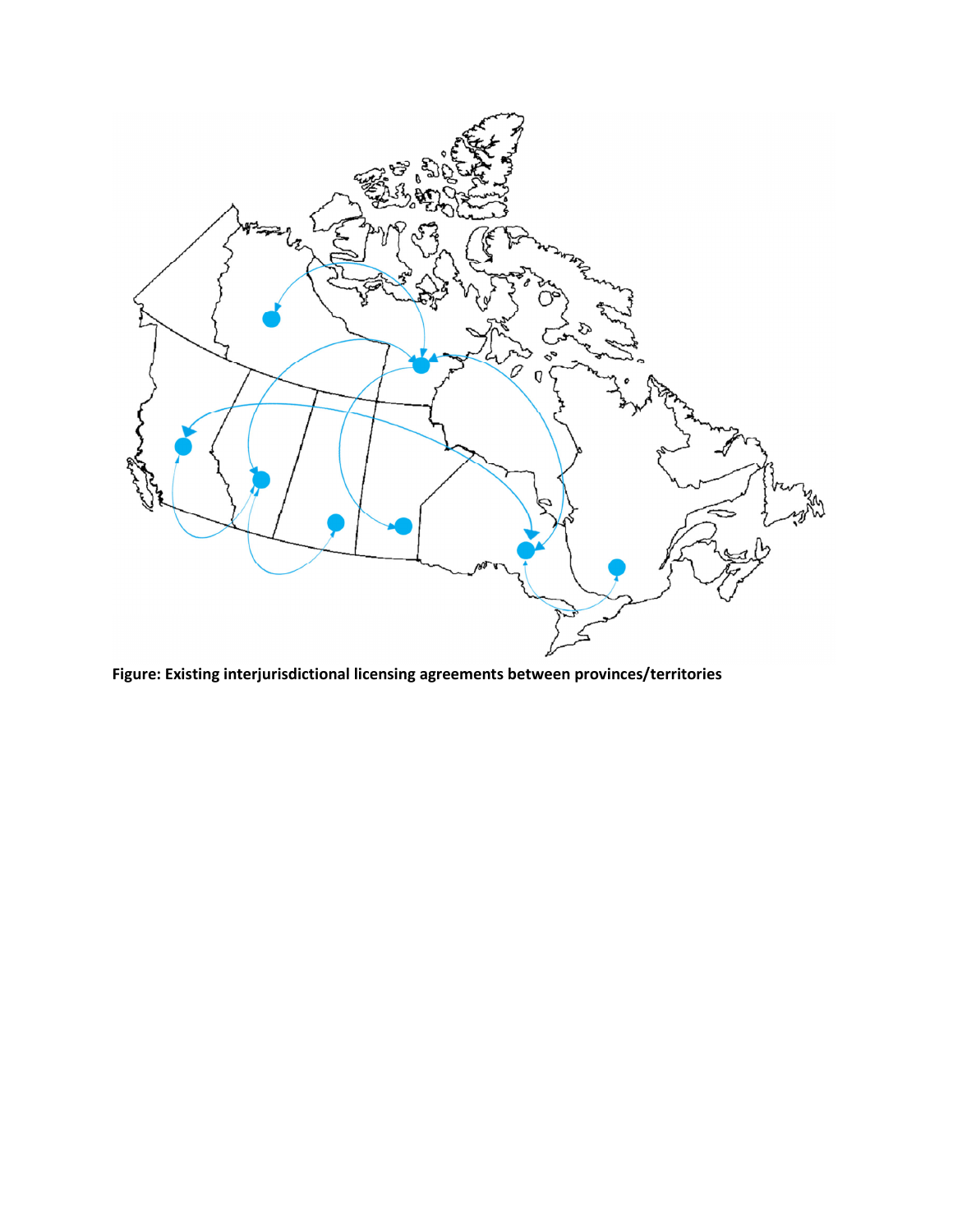**Figure: Existing interjurisdictional licensing agreements between provinces/territories**